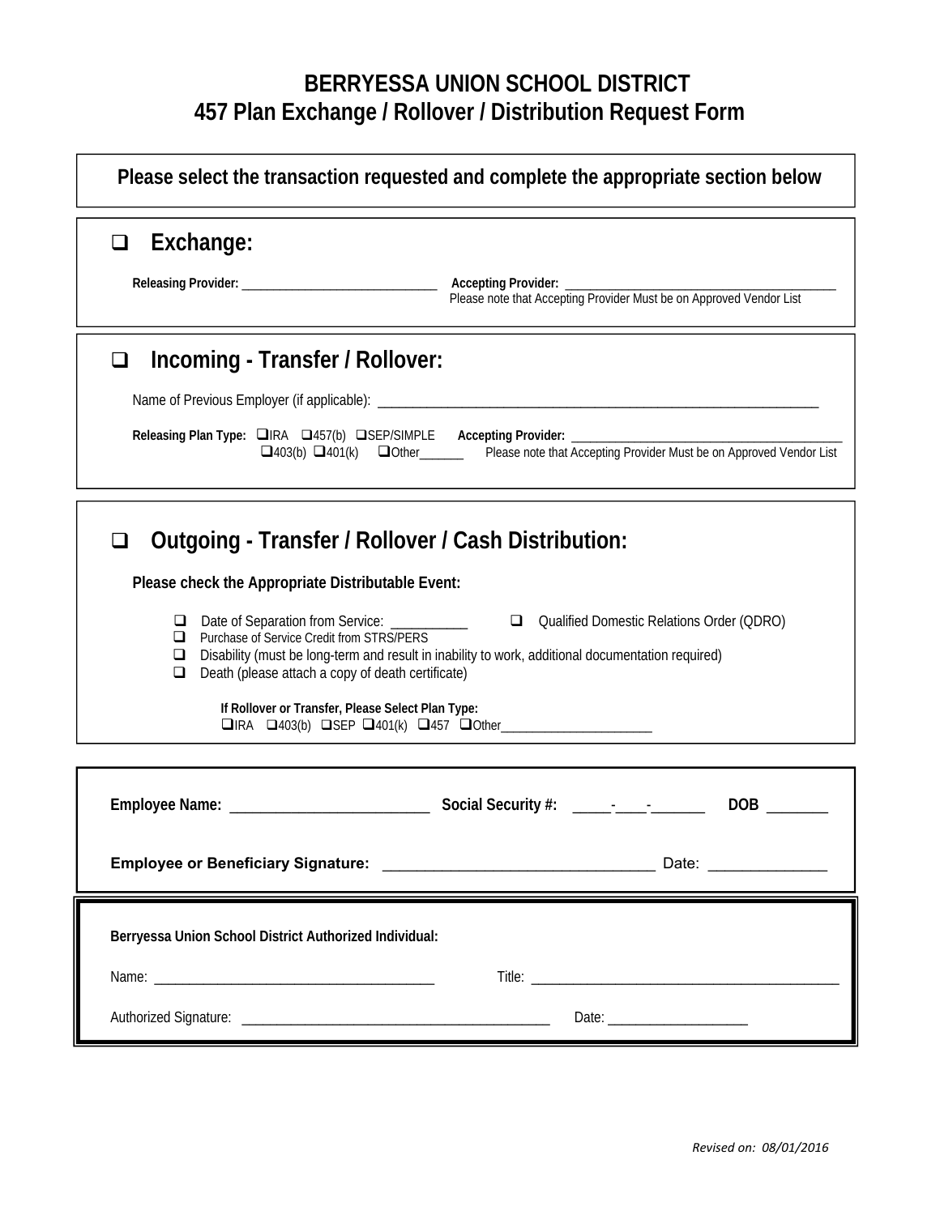# BERRYESSA UNION SCHOOL DISTRICT
# 457 Plan Exchange / Rollover / Distribution Request Form

**Please select the transaction requested and complete the appropriate section below**

## ❑ Exchange:

**Releasing Provider:** ______________________________ **Accepting Provider:** ________________________________________
Please note that Accepting Provider Must be on Approved Vendor List

## ❑ Incoming - Transfer / Rollover:

Name of Previous Employer (if applicable): ________________________________________________________________

**Releasing Plan Type:** ❑IRA ❑457(b) ❑SEP/SIMPLE ❑403(b) ❑401(k) ❑Other_______ **Accepting Provider:** ________________________________________
Please note that Accepting Provider Must be on Approved Vendor List

## ❑ Outgoing - Transfer / Rollover / Cash Distribution:

**Please check the Appropriate Distributable Event:**

- ❑ Date of Separation from Service: ___________
- ❑ Qualified Domestic Relations Order (QDRO)
- ❑ Purchase of Service Credit from STRS/PERS
- ❑ Disability (must be long-term and result in inability to work, additional documentation required)
- ❑ Death (please attach a copy of death certificate)

**If Rollover or Transfer, Please Select Plan Type:**
❑IRA ❑403(b) ❑SEP ❑401(k) ❑457 ❑Other________________________

---

**Employee Name:** _________________________ **Social Security #:** _____-____-_______ **DOB** ________

**Employee or Beneficiary Signature:** _______________________________ Date: ______________

---

**Berryessa Union School District Authorized Individual:**

Name: ________________________________________ Title: ___________________________________________

Authorized Signature: ___________________________________________ Date: ____________________

*Revised on: 08/01/2016*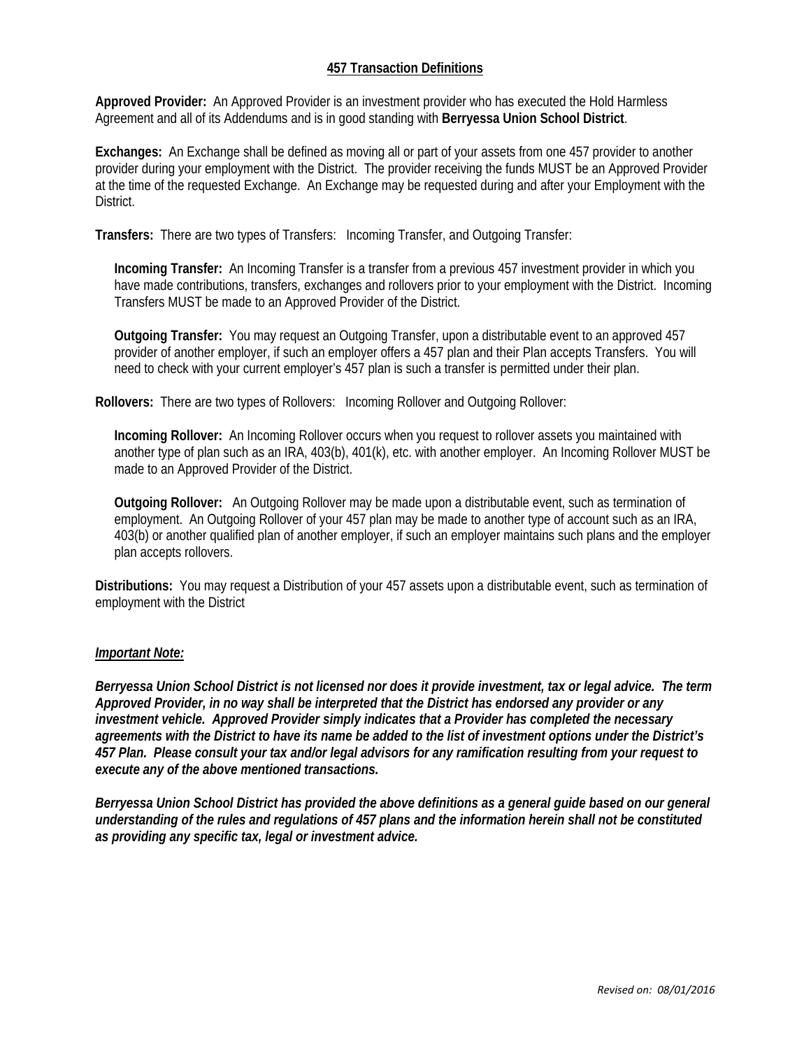# 457 Transaction Definitions

**Approved Provider:** An Approved Provider is an investment provider who has executed the Hold Harmless Agreement and all of its Addendums and is in good standing with **Berryessa Union School District**.

**Exchanges:** An Exchange shall be defined as moving all or part of your assets from one 457 provider to another provider during your employment with the District. The provider receiving the funds MUST be an Approved Provider at the time of the requested Exchange. An Exchange may be requested during and after your Employment with the District.

**Transfers:** There are two types of Transfers: Incoming Transfer, and Outgoing Transfer:

> **Incoming Transfer:** An Incoming Transfer is a transfer from a previous 457 investment provider in which you have made contributions, transfers, exchanges and rollovers prior to your employment with the District. Incoming Transfers MUST be made to an Approved Provider of the District.
>
> **Outgoing Transfer:** You may request an Outgoing Transfer, upon a distributable event to an approved 457 provider of another employer, if such an employer offers a 457 plan and their Plan accepts Transfers. You will need to check with your current employer's 457 plan is such a transfer is permitted under their plan.

**Rollovers:** There are two types of Rollovers: Incoming Rollover and Outgoing Rollover:

> **Incoming Rollover:** An Incoming Rollover occurs when you request to rollover assets you maintained with another type of plan such as an IRA, 403(b), 401(k), etc. with another employer. An Incoming Rollover MUST be made to an Approved Provider of the District.
>
> **Outgoing Rollover:** An Outgoing Rollover may be made upon a distributable event, such as termination of employment. An Outgoing Rollover of your 457 plan may be made to another type of account such as an IRA, 403(b) or another qualified plan of another employer, if such an employer maintains such plans and the employer plan accepts rollovers.

**Distributions:** You may request a Distribution of your 457 assets upon a distributable event, such as termination of employment with the District

***<u>Important Note:</u>***

***Berryessa Union School District is not licensed nor does it provide investment, tax or legal advice. The term Approved Provider, in no way shall be interpreted that the District has endorsed any provider or any investment vehicle. Approved Provider simply indicates that a Provider has completed the necessary agreements with the District to have its name be added to the list of investment options under the District's 457 Plan. Please consult your tax and/or legal advisors for any ramification resulting from your request to execute any of the above mentioned transactions.***

***Berryessa Union School District has provided the above definitions as a general guide based on our general understanding of the rules and regulations of 457 plans and the information herein shall not be constituted as providing any specific tax, legal or investment advice.***

*Revised on: 08/01/2016*